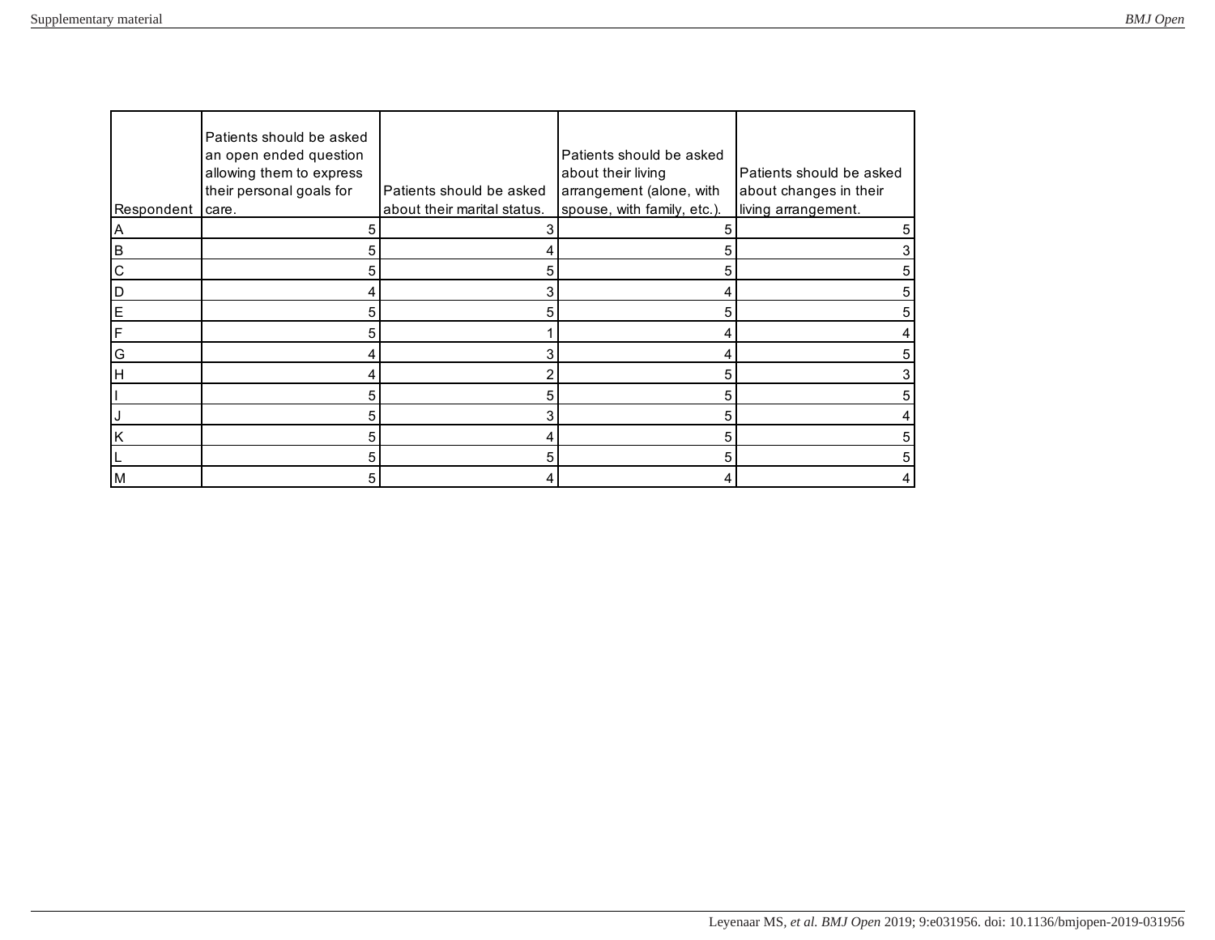| Respondent | Patients should be asked an open ended question allowing them to express their personal goals for care. | Patients should be asked about their marital status. | Patients should be asked about their living arrangement (alone, with spouse, with family, etc.). | Patients should be asked about changes in their living arrangement. |
|---|---|---|---|---|
| A | 5 | 3 | 5 | 5 |
| B | 5 | 4 | 5 | 3 |
| C | 5 | 5 | 5 | 5 |
| D | 4 | 3 | 4 | 5 |
| E | 5 | 5 | 5 | 5 |
| F | 5 | 1 | 4 | 4 |
| G | 4 | 3 | 4 | 5 |
| H | 4 | 2 | 5 | 3 |
| I | 5 | 5 | 5 | 5 |
| J | 5 | 3 | 5 | 4 |
| K | 5 | 4 | 5 | 5 |
| L | 5 | 5 | 5 | 5 |
| M | 5 | 4 | 4 | 4 |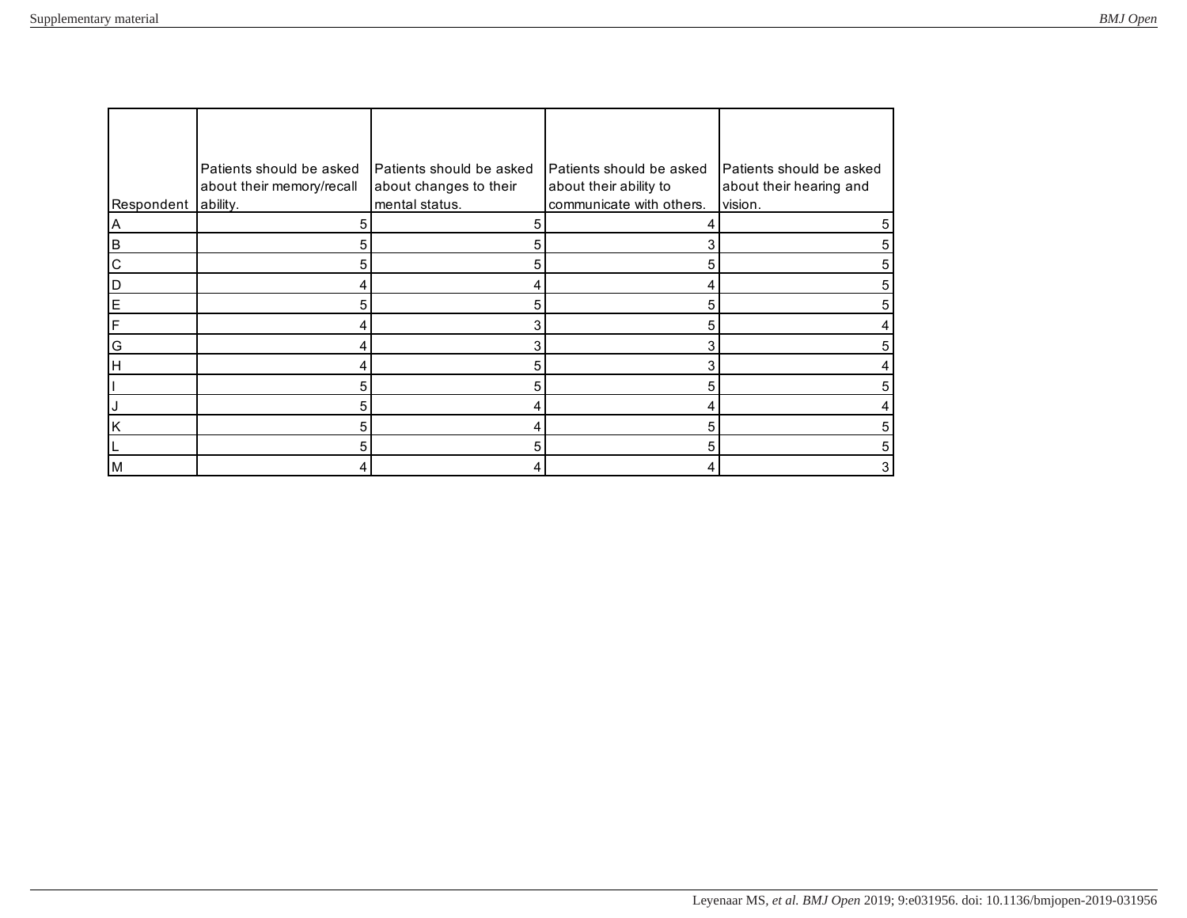| Respondent | Patients should be asked about their memory/recall ability. | Patients should be asked about changes to their mental status. | Patients should be asked about their ability to communicate with others. | Patients should be asked about their hearing and vision. |
|---|---|---|---|---|
| A | 5 | 5 | 4 | 5 |
| B | 5 | 5 | 3 | 5 |
| C | 5 | 5 | 5 | 5 |
| D | 4 | 4 | 4 | 5 |
| E | 5 | 5 | 5 | 5 |
| F | 4 | 3 | 5 | 4 |
| G | 4 | 3 | 3 | 5 |
| H | 4 | 5 | 3 | 4 |
| I | 5 | 5 | 5 | 5 |
| J | 5 | 4 | 4 | 4 |
| K | 5 | 4 | 5 | 5 |
| L | 5 | 5 | 5 | 5 |
| M | 4 | 4 | 4 | 3 |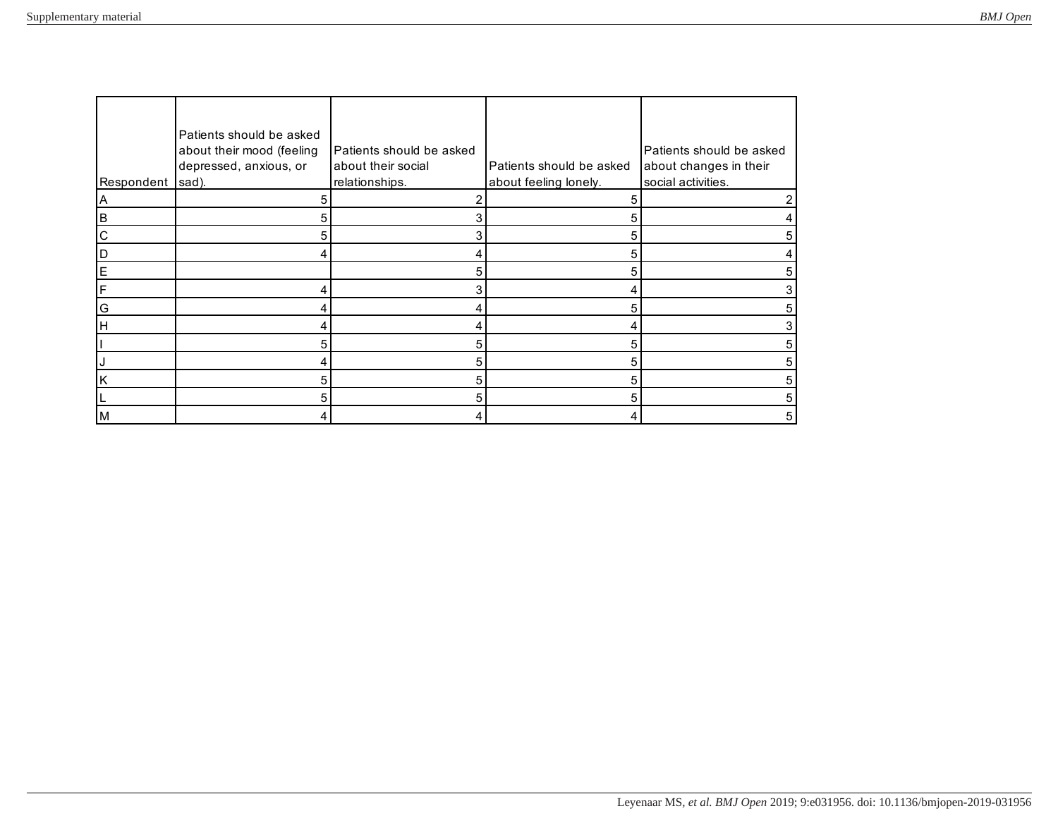| Respondent | Patients should be asked about their mood (feeling depressed, anxious, or sad). | Patients should be asked about their social relationships. | Patients should be asked about feeling lonely. | Patients should be asked about changes in their social activities. |
|---|---|---|---|---|
| A | 5 | 2 | 5 | 2 |
| B | 5 | 3 | 5 | 4 |
| C | 5 | 3 | 5 | 5 |
| D | 4 | 4 | 5 | 4 |
| E | | 5 | 5 | 5 |
| F | 4 | 3 | 4 | 3 |
| G | 4 | 4 | 5 | 5 |
| H | 4 | 4 | 4 | 3 |
| I | 5 | 5 | 5 | 5 |
| J | 4 | 5 | 5 | 5 |
| K | 5 | 5 | 5 | 5 |
| L | 5 | 5 | 5 | 5 |
| M | 4 | 4 | 4 | 5 |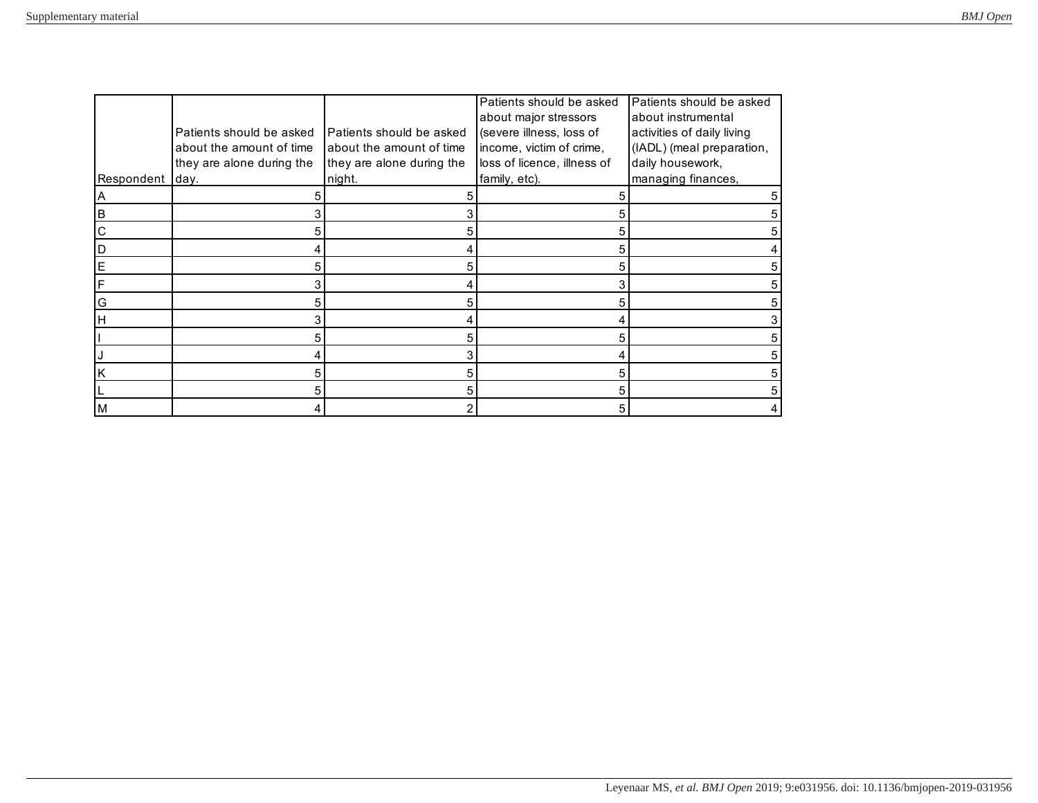| Respondent | Patients should be asked about the amount of time they are alone during the day. | Patients should be asked about the amount of time they are alone during the night. | Patients should be asked about major stressors (severe illness, loss of income, victim of crime, loss of licence, illness of family, etc). | Patients should be asked about instrumental activities of daily living (IADL) (meal preparation, daily housework, managing finances, |
|---|---|---|---|---|
| A | 5 | 5 | 5 | 5 |
| B | 3 | 3 | 5 | 5 |
| C | 5 | 5 | 5 | 5 |
| D | 4 | 4 | 5 | 4 |
| E | 5 | 5 | 5 | 5 |
| F | 3 | 4 | 3 | 5 |
| G | 5 | 5 | 5 | 5 |
| H | 3 | 4 | 4 | 3 |
| I | 5 | 5 | 5 | 5 |
| J | 4 | 3 | 4 | 5 |
| K | 5 | 5 | 5 | 5 |
| L | 5 | 5 | 5 | 5 |
| M | 4 | 2 | 5 | 4 |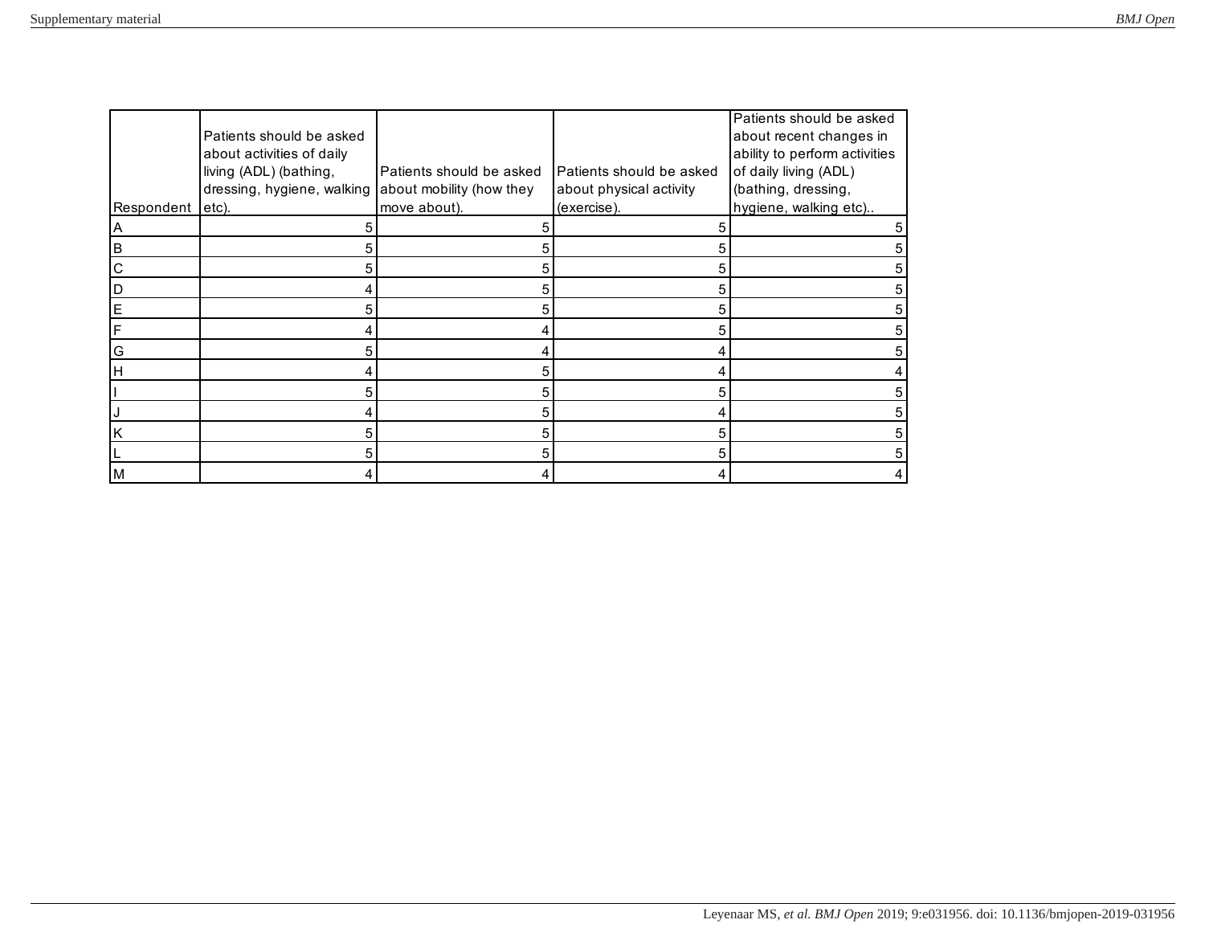| Respondent | Patients should be asked about activities of daily living (ADL) (bathing, dressing, hygiene, walking etc). | Patients should be asked about mobility (how they move about). | Patients should be asked about physical activity (exercise). | Patients should be asked about recent changes in ability to perform activities of daily living (ADL) (bathing, dressing, hygiene, walking etc).. |
|---|---|---|---|---|
| A | 5 | 5 | 5 | 5 |
| B | 5 | 5 | 5 | 5 |
| C | 5 | 5 | 5 | 5 |
| D | 4 | 5 | 5 | 5 |
| E | 5 | 5 | 5 | 5 |
| F | 4 | 4 | 5 | 5 |
| G | 5 | 4 | 4 | 5 |
| H | 4 | 5 | 4 | 4 |
| I | 5 | 5 | 5 | 5 |
| J | 4 | 5 | 4 | 5 |
| K | 5 | 5 | 5 | 5 |
| L | 5 | 5 | 5 | 5 |
| M | 4 | 4 | 4 | 4 |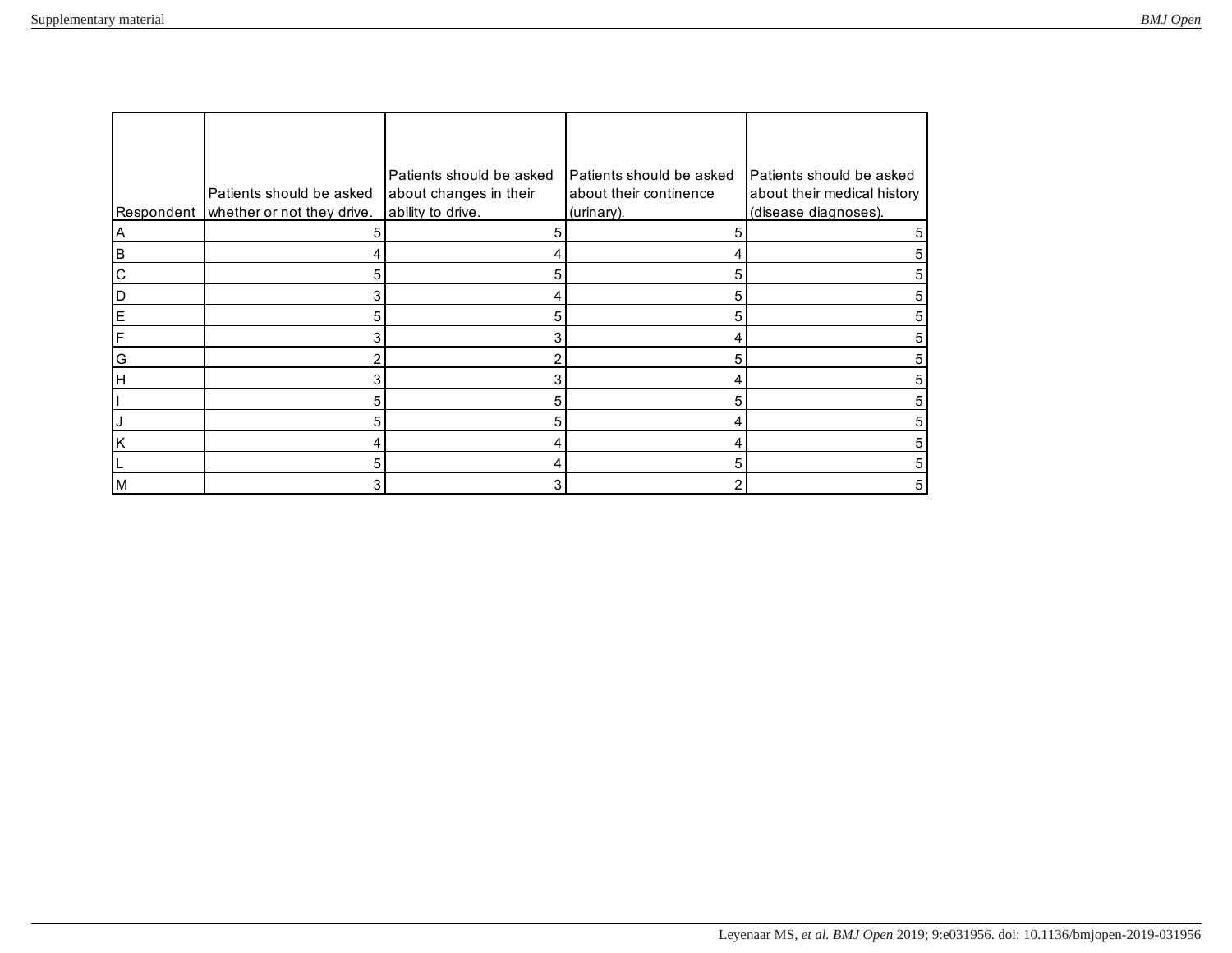| Respondent | Patients should be asked whether or not they drive. | Patients should be asked about changes in their ability to drive. | Patients should be asked about their continence (urinary). | Patients should be asked about their medical history (disease diagnoses). |
|---|---|---|---|---|
| A | 5 | 5 | 5 | 5 |
| B | 4 | 4 | 4 | 5 |
| C | 5 | 5 | 5 | 5 |
| D | 3 | 4 | 5 | 5 |
| E | 5 | 5 | 5 | 5 |
| F | 3 | 3 | 4 | 5 |
| G | 2 | 2 | 5 | 5 |
| H | 3 | 3 | 4 | 5 |
| I | 5 | 5 | 5 | 5 |
| J | 5 | 5 | 4 | 5 |
| K | 4 | 4 | 4 | 5 |
| L | 5 | 4 | 5 | 5 |
| M | 3 | 3 | 2 | 5 |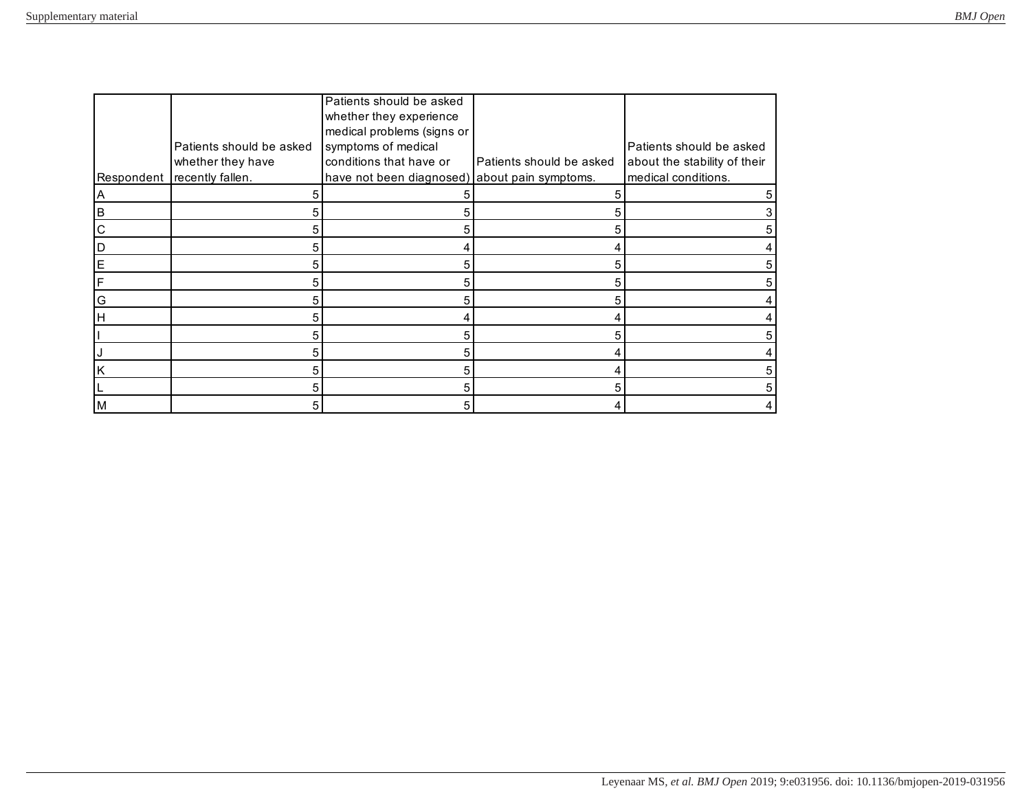| Respondent | Patients should be asked whether they have recently fallen. | Patients should be asked whether they experience medical problems (signs or symptoms of medical conditions that have or have not been diagnosed) | Patients should be asked about pain symptoms. | Patients should be asked about the stability of their medical conditions. |
|---|---|---|---|---|
| A | 5 | 5 | 5 | 5 |
| B | 5 | 5 | 5 | 3 |
| C | 5 | 5 | 5 | 5 |
| D | 5 | 4 | 4 | 4 |
| E | 5 | 5 | 5 | 5 |
| F | 5 | 5 | 5 | 5 |
| G | 5 | 5 | 5 | 4 |
| H | 5 | 4 | 4 | 4 |
| I | 5 | 5 | 5 | 5 |
| J | 5 | 5 | 4 | 4 |
| K | 5 | 5 | 4 | 5 |
| L | 5 | 5 | 5 | 5 |
| M | 5 | 5 | 4 | 4 |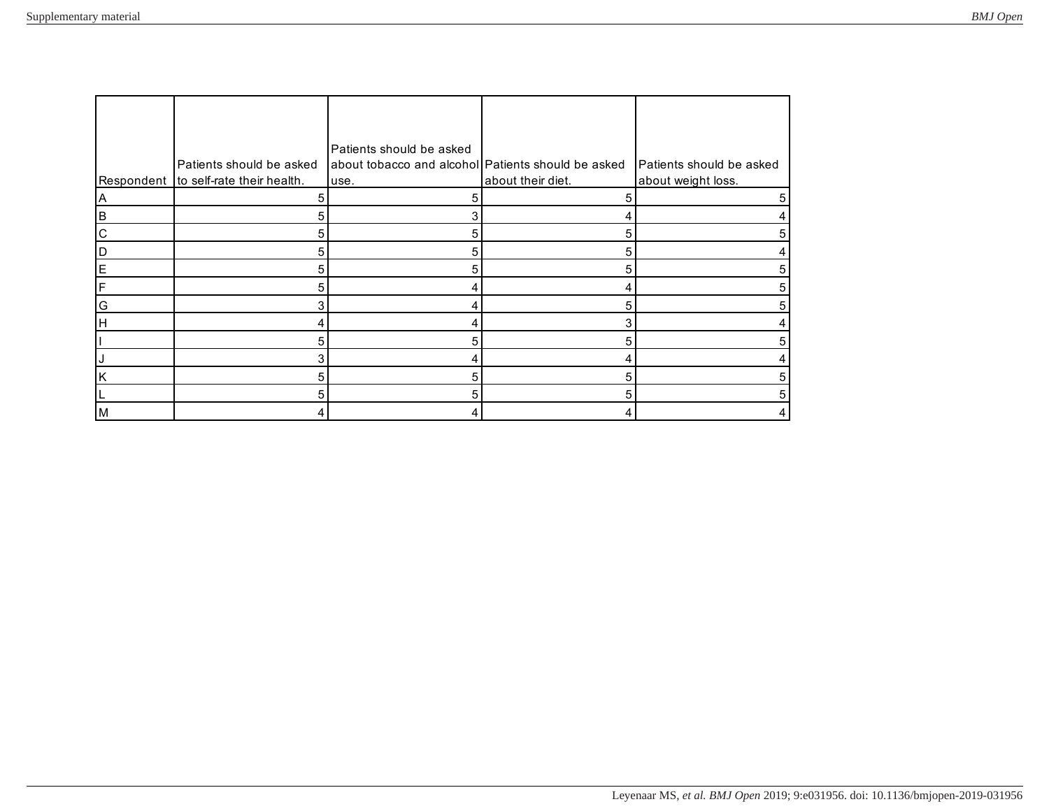| Respondent | Patients should be asked to self-rate their health. | Patients should be asked about tobacco and alcohol use. | Patients should be asked about their diet. | Patients should be asked about weight loss. |
|---|---|---|---|---|
| A | 5 | 5 | 5 | 5 |
| B | 5 | 3 | 4 | 4 |
| C | 5 | 5 | 5 | 5 |
| D | 5 | 5 | 5 | 4 |
| E | 5 | 5 | 5 | 5 |
| F | 5 | 4 | 4 | 5 |
| G | 3 | 4 | 5 | 5 |
| H | 4 | 4 | 3 | 4 |
| I | 5 | 5 | 5 | 5 |
| J | 3 | 4 | 4 | 4 |
| K | 5 | 5 | 5 | 5 |
| L | 5 | 5 | 5 | 5 |
| M | 4 | 4 | 4 | 4 |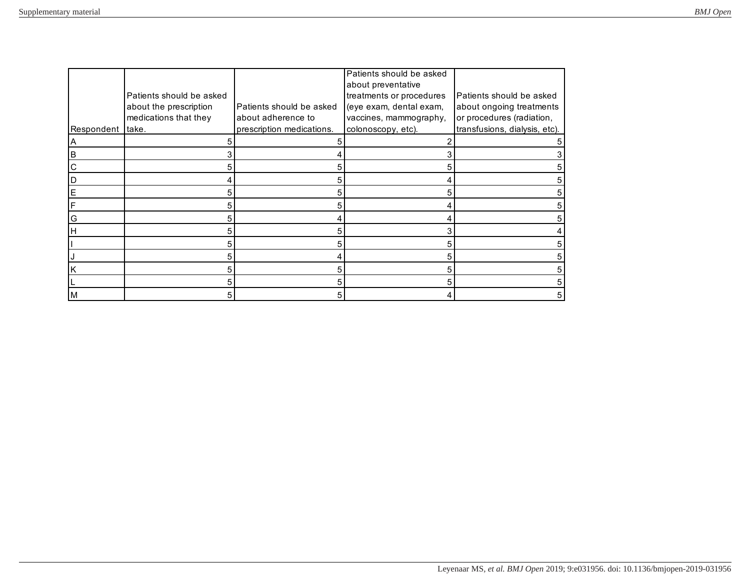| Respondent | Patients should be asked about the prescription medications that they take. | Patients should be asked about adherence to prescription medications. | Patients should be asked about preventative treatments or procedures (eye exam, dental exam, vaccines, mammography, colonoscopy, etc). | Patients should be asked about ongoing treatments or procedures (radiation, transfusions, dialysis, etc). |
|---|---|---|---|---|
| A | 5 | 5 | 2 | 5 |
| B | 3 | 4 | 3 | 3 |
| C | 5 | 5 | 5 | 5 |
| D | 4 | 5 | 4 | 5 |
| E | 5 | 5 | 5 | 5 |
| F | 5 | 5 | 4 | 5 |
| G | 5 | 4 | 4 | 5 |
| H | 5 | 5 | 3 | 4 |
| I | 5 | 5 | 5 | 5 |
| J | 5 | 4 | 5 | 5 |
| K | 5 | 5 | 5 | 5 |
| L | 5 | 5 | 5 | 5 |
| M | 5 | 5 | 4 | 5 |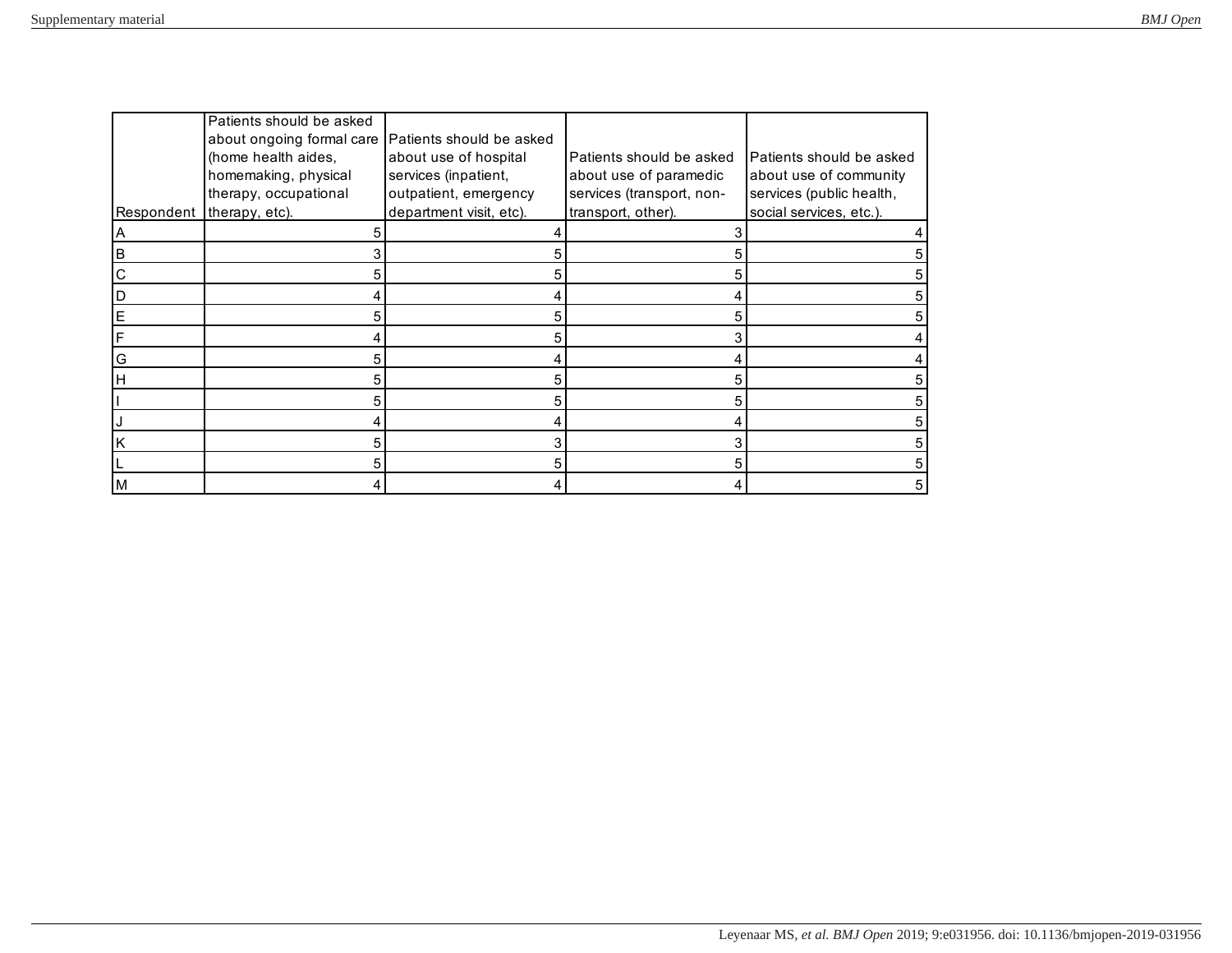| Respondent | Patients should be asked about ongoing formal care (home health aides, homemaking, physical therapy, occupational therapy, etc). | Patients should be asked about use of hospital services (inpatient, outpatient, emergency department visit, etc). | Patients should be asked about use of paramedic services (transport, non-transport, other). | Patients should be asked about use of community services (public health, social services, etc.). |
|---|---|---|---|---|
| A | 5 | 4 | 3 | 4 |
| B | 3 | 5 | 5 | 5 |
| C | 5 | 5 | 5 | 5 |
| D | 4 | 4 | 4 | 5 |
| E | 5 | 5 | 5 | 5 |
| F | 4 | 5 | 3 | 4 |
| G | 5 | 4 | 4 | 4 |
| H | 5 | 5 | 5 | 5 |
| I | 5 | 5 | 5 | 5 |
| J | 4 | 4 | 4 | 5 |
| K | 5 | 3 | 3 | 5 |
| L | 5 | 5 | 5 | 5 |
| M | 4 | 4 | 4 | 5 |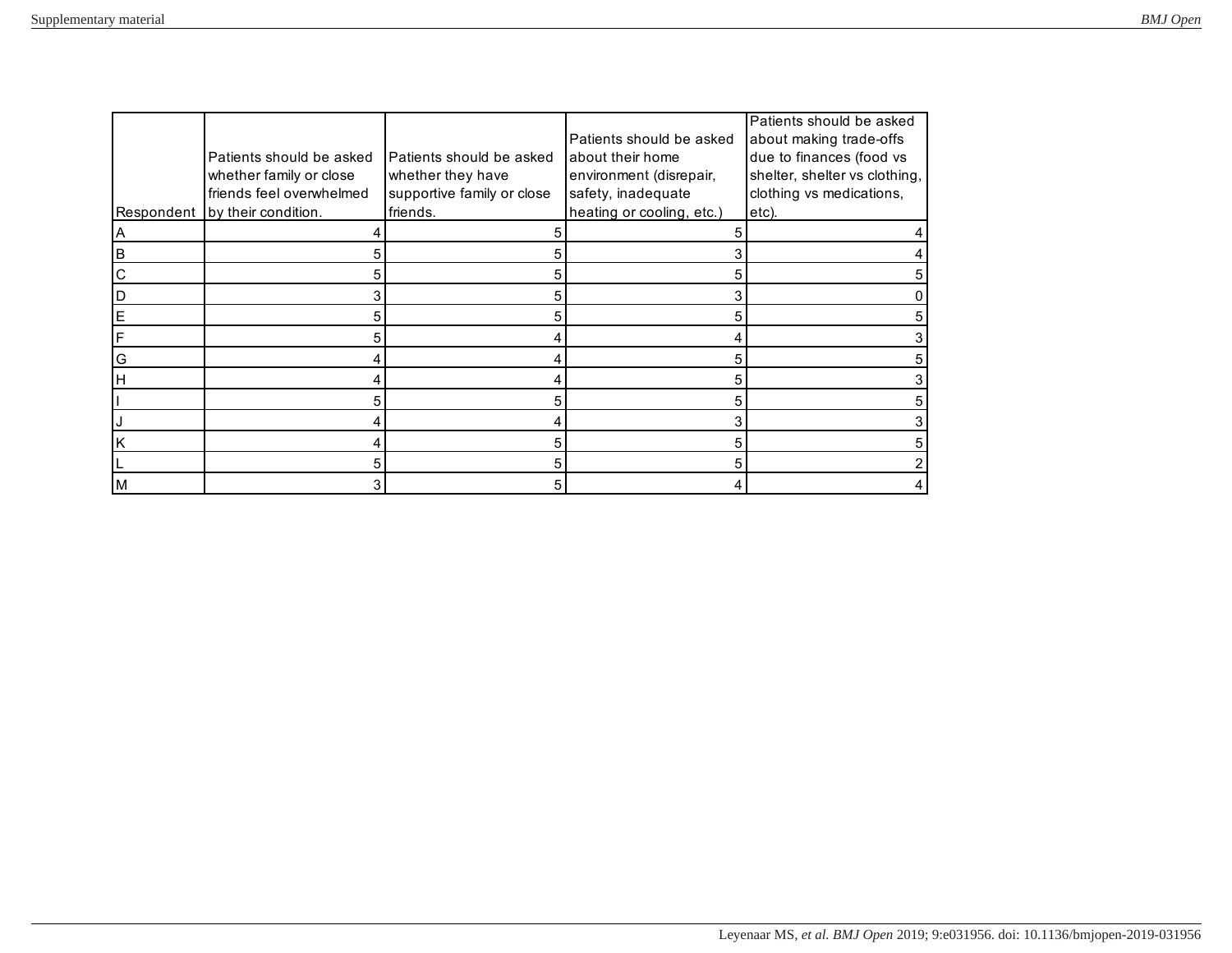| Respondent | Patients should be asked whether family or close friends feel overwhelmed by their condition. | Patients should be asked whether they have supportive family or close friends. | Patients should be asked about their home environment (disrepair, safety, inadequate heating or cooling, etc.) | Patients should be asked about making trade-offs due to finances (food vs shelter, shelter vs clothing, clothing vs medications, etc). |
|---|---|---|---|---|
| A | 4 | 5 | 5 | 4 |
| B | 5 | 5 | 3 | 4 |
| C | 5 | 5 | 5 | 5 |
| D | 3 | 5 | 3 | 0 |
| E | 5 | 5 | 5 | 5 |
| F | 5 | 4 | 4 | 3 |
| G | 4 | 4 | 5 | 5 |
| H | 4 | 4 | 5 | 3 |
| I | 5 | 5 | 5 | 5 |
| J | 4 | 4 | 3 | 3 |
| K | 4 | 5 | 5 | 5 |
| L | 5 | 5 | 5 | 2 |
| M | 3 | 5 | 4 | 4 |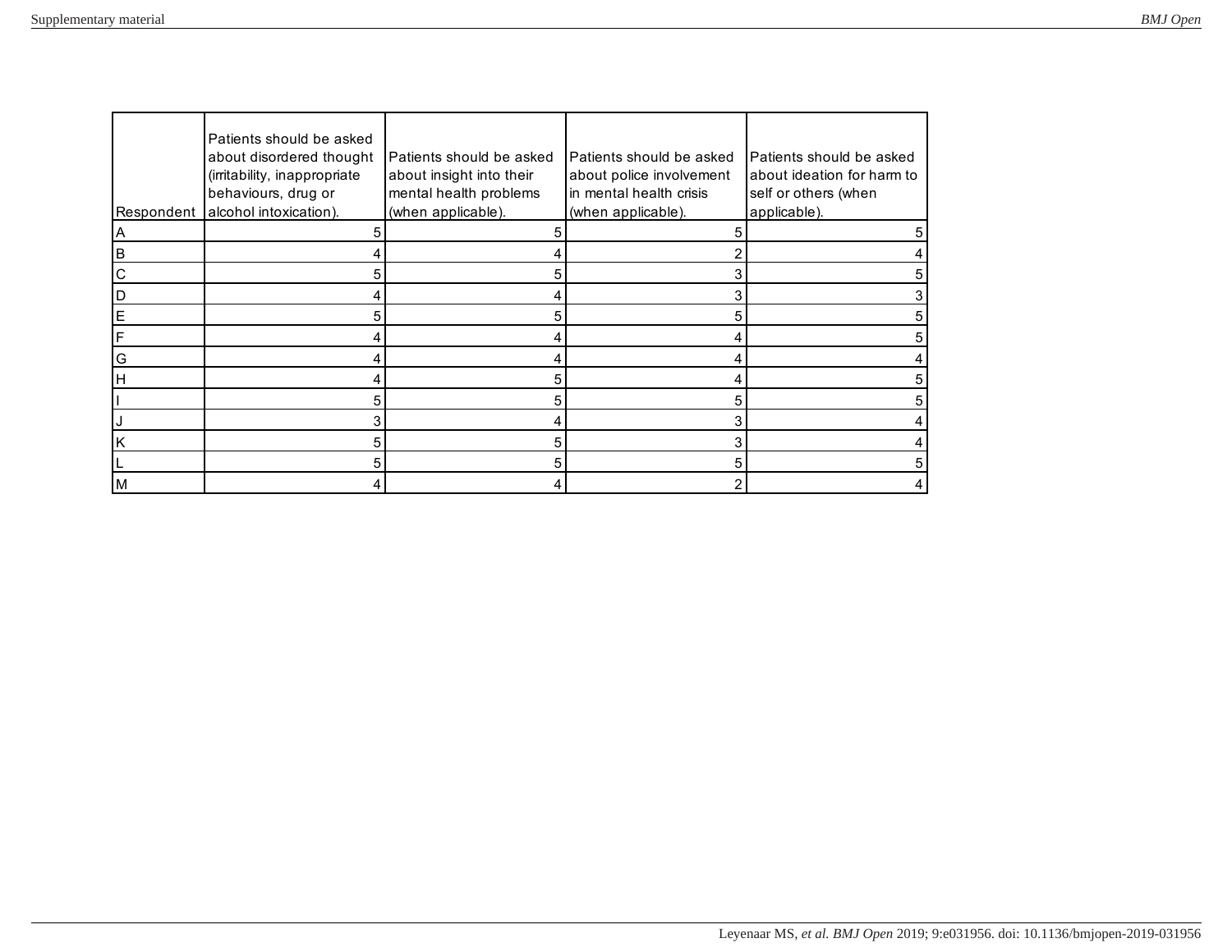| Respondent | Patients should be asked about disordered thought (irritability, inappropriate behaviours, drug or alcohol intoxication). | Patients should be asked about insight into their mental health problems (when applicable). | Patients should be asked about police involvement in mental health crisis (when applicable). | Patients should be asked about ideation for harm to self or others (when applicable). |
|---|---|---|---|---|
| A | 5 | 5 | 5 | 5 |
| B | 4 | 4 | 2 | 4 |
| C | 5 | 5 | 3 | 5 |
| D | 4 | 4 | 3 | 3 |
| E | 5 | 5 | 5 | 5 |
| F | 4 | 4 | 4 | 5 |
| G | 4 | 4 | 4 | 4 |
| H | 4 | 5 | 4 | 5 |
| I | 5 | 5 | 5 | 5 |
| J | 3 | 4 | 3 | 4 |
| K | 5 | 5 | 3 | 4 |
| L | 5 | 5 | 5 | 5 |
| M | 4 | 4 | 2 | 4 |